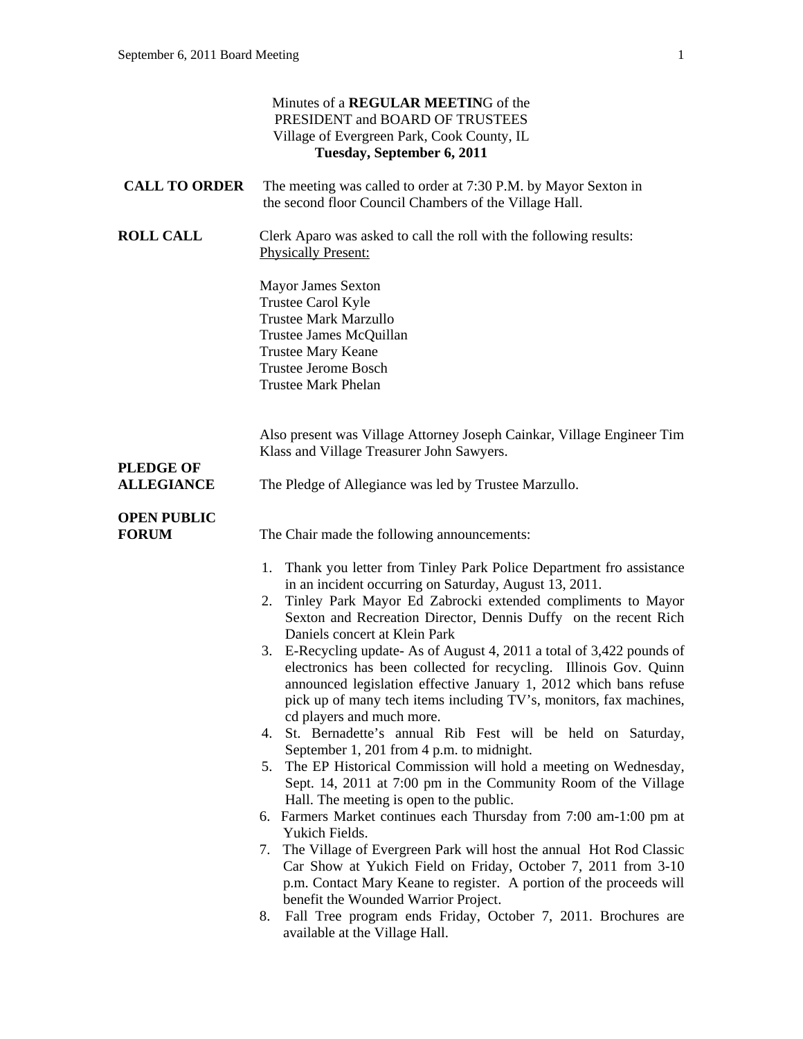Minutes of a **REGULAR MEETIN**G of the
PRESIDENT and BOARD OF TRUSTEES
Village of Evergreen Park, Cook County, IL
**Tuesday, September 6, 2011**

**CALL TO ORDER** The meeting was called to order at 7:30 P.M. by Mayor Sexton in the second floor Council Chambers of the Village Hall.

**ROLL CALL** Clerk Aparo was asked to call the roll with the following results:
Physically Present:

Mayor James Sexton
Trustee Carol Kyle
Trustee Mark Marzullo
Trustee James McQuillan
Trustee Mary Keane
Trustee Jerome Bosch
Trustee Mark Phelan

Also present was Village Attorney Joseph Cainkar, Village Engineer Tim Klass and Village Treasurer John Sawyers.

**PLEDGE OF ALLEGIANCE** The Pledge of Allegiance was led by Trustee Marzullo.

**OPEN PUBLIC FORUM** The Chair made the following announcements:

1. Thank you letter from Tinley Park Police Department fro assistance in an incident occurring on Saturday, August 13, 2011.
2. Tinley Park Mayor Ed Zabrocki extended compliments to Mayor Sexton and Recreation Director, Dennis Duffy on the recent Rich Daniels concert at Klein Park
3. E-Recycling update- As of August 4, 2011 a total of 3,422 pounds of electronics has been collected for recycling. Illinois Gov. Quinn announced legislation effective January 1, 2012 which bans refuse pick up of many tech items including TV's, monitors, fax machines, cd players and much more.
4. St. Bernadette's annual Rib Fest will be held on Saturday, September 1, 201 from 4 p.m. to midnight.
5. The EP Historical Commission will hold a meeting on Wednesday, Sept. 14, 2011 at 7:00 pm in the Community Room of the Village Hall. The meeting is open to the public.
6. Farmers Market continues each Thursday from 7:00 am-1:00 pm at Yukich Fields.
7. The Village of Evergreen Park will host the annual Hot Rod Classic Car Show at Yukich Field on Friday, October 7, 2011 from 3-10 p.m. Contact Mary Keane to register. A portion of the proceeds will benefit the Wounded Warrior Project.
8. Fall Tree program ends Friday, October 7, 2011. Brochures are available at the Village Hall.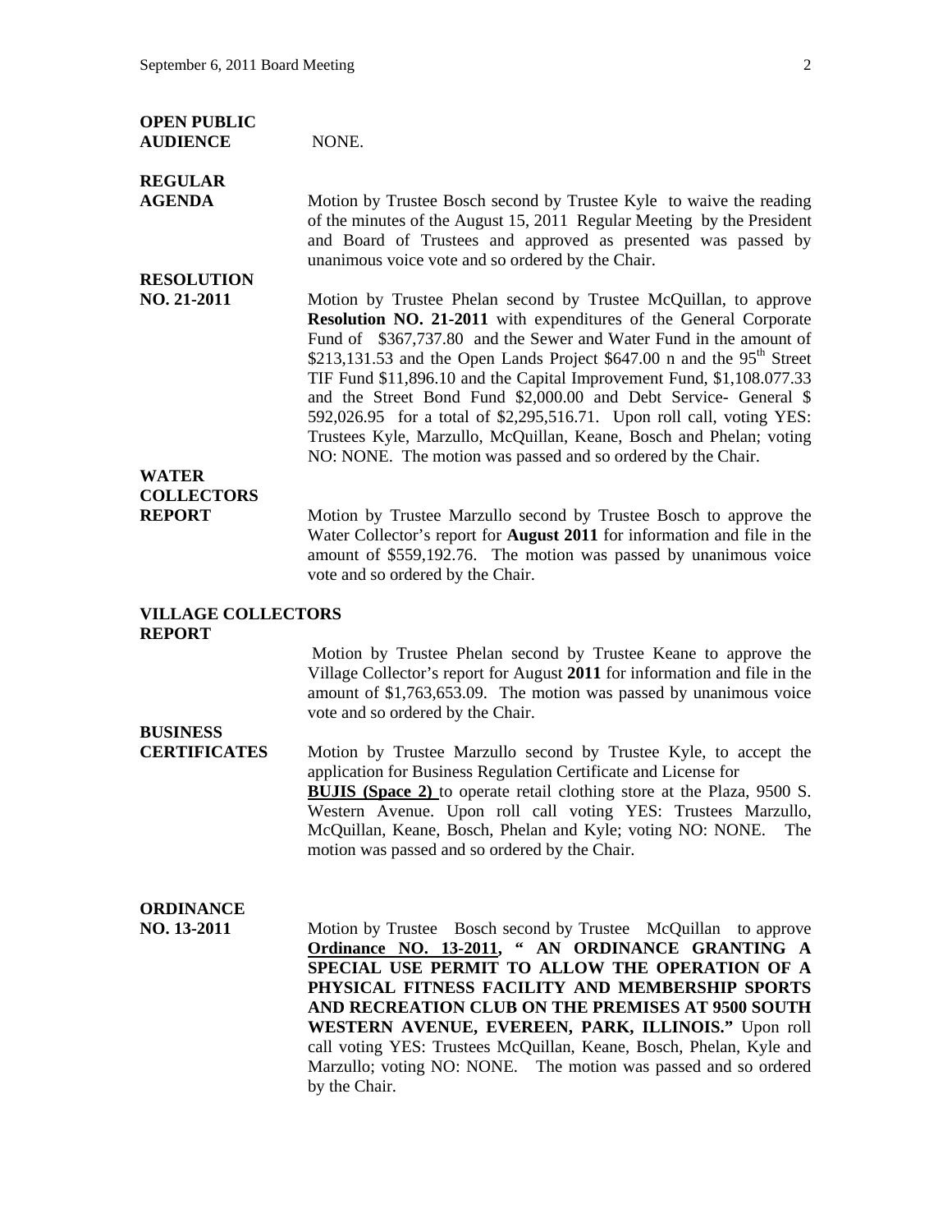**OPEN PUBLIC AUDIENCE** NONE.

**REGULAR AGENDA** Motion by Trustee Bosch second by Trustee Kyle to waive the reading of the minutes of the August 15, 2011 Regular Meeting by the President and Board of Trustees and approved as presented was passed by unanimous voice vote and so ordered by the Chair.

**RESOLUTION NO. 21-2011** Motion by Trustee Phelan second by Trustee McQuillan, to approve **Resolution NO. 21-2011** with expenditures of the General Corporate Fund of $367,737.80 and the Sewer and Water Fund in the amount of $213,131.53 and the Open Lands Project $647.00 n and the 95th Street TIF Fund $11,896.10 and the Capital Improvement Fund, $1,108.077.33 and the Street Bond Fund $2,000.00 and Debt Service- General $ 592,026.95 for a total of $2,295,516.71. Upon roll call, voting YES: Trustees Kyle, Marzullo, McQuillan, Keane, Bosch and Phelan; voting NO: NONE. The motion was passed and so ordered by the Chair.

**WATER COLLECTORS REPORT** Motion by Trustee Marzullo second by Trustee Bosch to approve the Water Collector's report for **August 2011** for information and file in the amount of $559,192.76. The motion was passed by unanimous voice vote and so ordered by the Chair.

**VILLAGE COLLECTORS REPORT** Motion by Trustee Phelan second by Trustee Keane to approve the Village Collector's report for August **2011** for information and file in the amount of $1,763,653.09. The motion was passed by unanimous voice vote and so ordered by the Chair.

**BUSINESS CERTIFICATES** Motion by Trustee Marzullo second by Trustee Kyle, to accept the application for Business Regulation Certificate and License for **BUJIS (Space 2)** to operate retail clothing store at the Plaza, 9500 S. Western Avenue. Upon roll call voting YES: Trustees Marzullo, McQuillan, Keane, Bosch, Phelan and Kyle; voting NO: NONE. The motion was passed and so ordered by the Chair.

**ORDINANCE NO. 13-2011** Motion by Trustee Bosch second by Trustee McQuillan to approve **Ordinance NO. 13-2011, " AN ORDINANCE GRANTING A SPECIAL USE PERMIT TO ALLOW THE OPERATION OF A PHYSICAL FITNESS FACILITY AND MEMBERSHIP SPORTS AND RECREATION CLUB ON THE PREMISES AT 9500 SOUTH WESTERN AVENUE, EVEREEN, PARK, ILLINOIS."** Upon roll call voting YES: Trustees McQuillan, Keane, Bosch, Phelan, Kyle and Marzullo; voting NO: NONE. The motion was passed and so ordered by the Chair.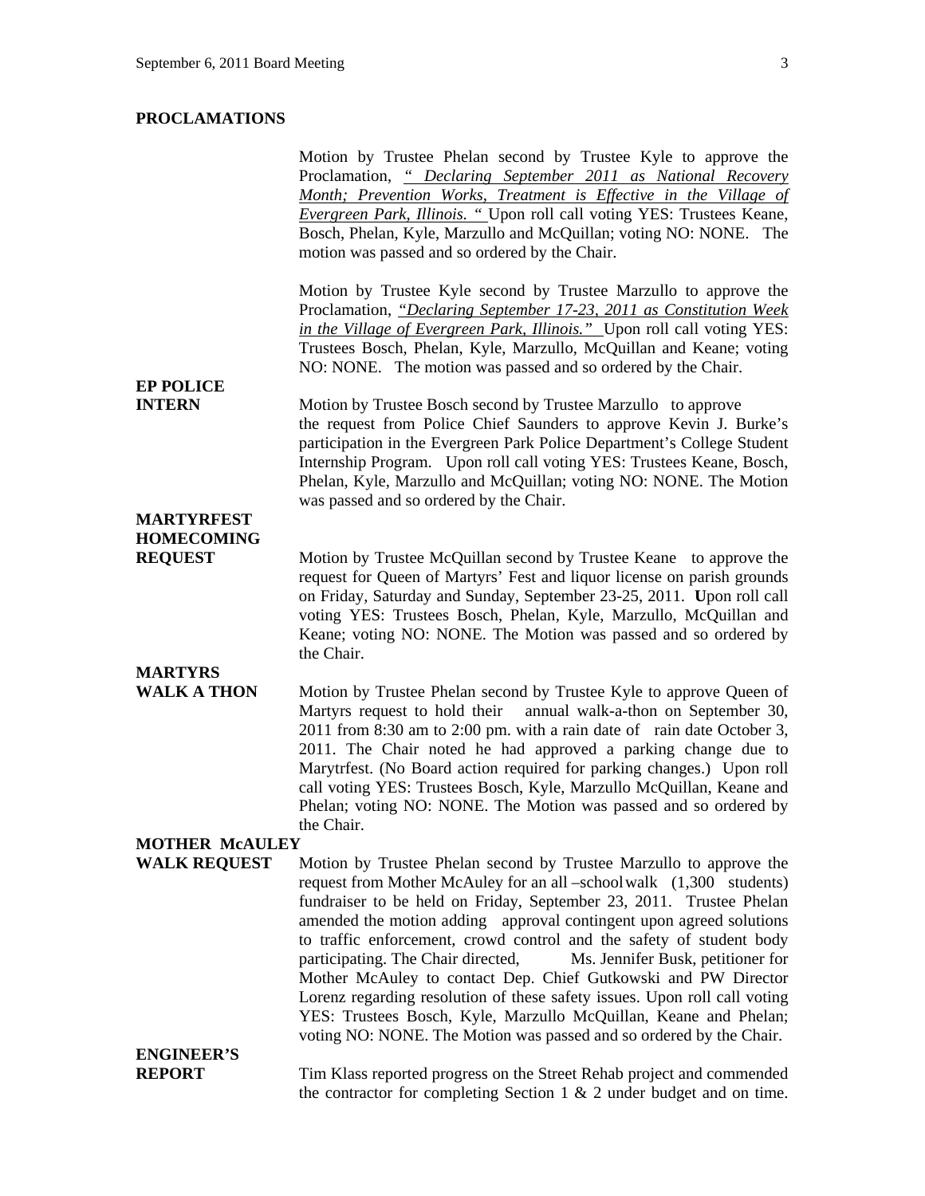## PROCLAMATIONS

Motion by Trustee Phelan second by Trustee Kyle to approve the Proclamation, *" Declaring September 2011 as National Recovery Month; Prevention Works, Treatment is Effective in the Village of Evergreen Park, Illinois. "* Upon roll call voting YES: Trustees Keane, Bosch, Phelan, Kyle, Marzullo and McQuillan; voting NO: NONE. The motion was passed and so ordered by the Chair.

Motion by Trustee Kyle second by Trustee Marzullo to approve the Proclamation, *"Declaring September 17-23, 2011 as Constitution Week in the Village of Evergreen Park, Illinois."* Upon roll call voting YES: Trustees Bosch, Phelan, Kyle, Marzullo, McQuillan and Keane; voting NO: NONE. The motion was passed and so ordered by the Chair.

**EP POLICE INTERN**

Motion by Trustee Bosch second by Trustee Marzullo to approve the request from Police Chief Saunders to approve Kevin J. Burke's participation in the Evergreen Park Police Department's College Student Internship Program. Upon roll call voting YES: Trustees Keane, Bosch, Phelan, Kyle, Marzullo and McQuillan; voting NO: NONE. The Motion was passed and so ordered by the Chair.

**MARTYRFEST HOMECOMING REQUEST**

Motion by Trustee McQuillan second by Trustee Keane to approve the request for Queen of Martyrs' Fest and liquor license on parish grounds on Friday, Saturday and Sunday, September 23-25, 2011. **U**pon roll call voting YES: Trustees Bosch, Phelan, Kyle, Marzullo, McQuillan and Keane; voting NO: NONE. The Motion was passed and so ordered by the Chair.

**MARTYRS WALK A THON**

Motion by Trustee Phelan second by Trustee Kyle to approve Queen of Martyrs request to hold their annual walk-a-thon on September 30, 2011 from 8:30 am to 2:00 pm. with a rain date of rain date October 3, 2011. The Chair noted he had approved a parking change due to Marytrfest. (No Board action required for parking changes.) Upon roll call voting YES: Trustees Bosch, Kyle, Marzullo McQuillan, Keane and Phelan; voting NO: NONE. The Motion was passed and so ordered by the Chair.

**MOTHER McAULEY WALK REQUEST**

Motion by Trustee Phelan second by Trustee Marzullo to approve the request from Mother McAuley for an all –school walk (1,300 students) fundraiser to be held on Friday, September 23, 2011. Trustee Phelan amended the motion adding approval contingent upon agreed solutions to traffic enforcement, crowd control and the safety of student body participating. The Chair directed, Ms. Jennifer Busk, petitioner for Mother McAuley to contact Dep. Chief Gutkowski and PW Director Lorenz regarding resolution of these safety issues. Upon roll call voting YES: Trustees Bosch, Kyle, Marzullo McQuillan, Keane and Phelan; voting NO: NONE. The Motion was passed and so ordered by the Chair.

**ENGINEER'S REPORT**

Tim Klass reported progress on the Street Rehab project and commended the contractor for completing Section 1 & 2 under budget and on time.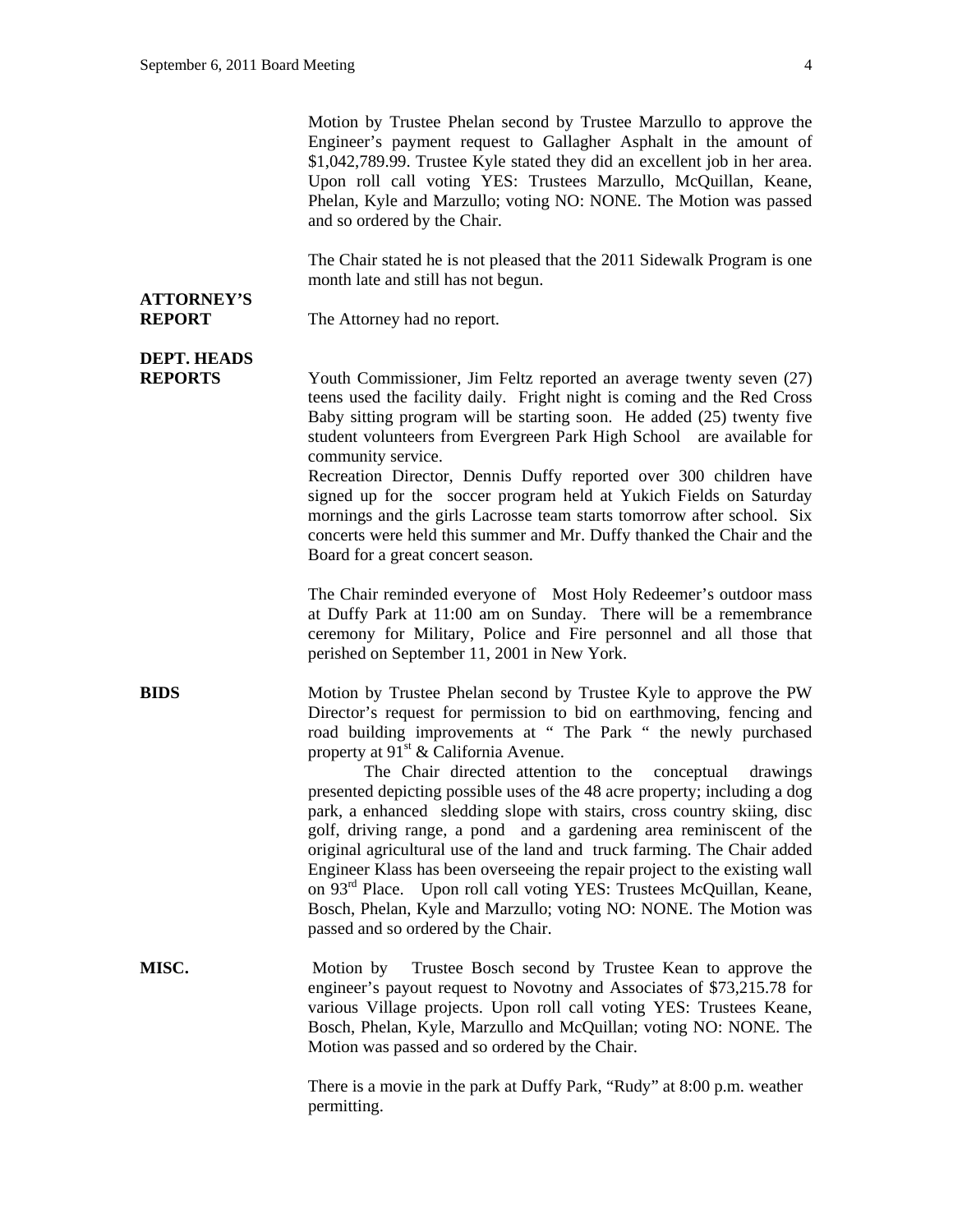Motion by Trustee Phelan second by Trustee Marzullo to approve the Engineer's payment request to Gallagher Asphalt in the amount of $1,042,789.99. Trustee Kyle stated they did an excellent job in her area. Upon roll call voting YES: Trustees Marzullo, McQuillan, Keane, Phelan, Kyle and Marzullo; voting NO: NONE. The Motion was passed and so ordered by the Chair.

The Chair stated he is not pleased that the 2011 Sidewalk Program is one month late and still has not begun.

**ATTORNEY'S REPORT**

The Attorney had no report.

**DEPT. HEADS REPORTS**

Youth Commissioner, Jim Feltz reported an average twenty seven (27) teens used the facility daily. Fright night is coming and the Red Cross Baby sitting program will be starting soon. He added (25) twenty five student volunteers from Evergreen Park High School are available for community service.

Recreation Director, Dennis Duffy reported over 300 children have signed up for the soccer program held at Yukich Fields on Saturday mornings and the girls Lacrosse team starts tomorrow after school. Six concerts were held this summer and Mr. Duffy thanked the Chair and the Board for a great concert season.

The Chair reminded everyone of Most Holy Redeemer's outdoor mass at Duffy Park at 11:00 am on Sunday. There will be a remembrance ceremony for Military, Police and Fire personnel and all those that perished on September 11, 2001 in New York.

**BIDS**

Motion by Trustee Phelan second by Trustee Kyle to approve the PW Director's request for permission to bid on earthmoving, fencing and road building improvements at " The Park " the newly purchased property at 91st & California Avenue.

The Chair directed attention to the conceptual drawings presented depicting possible uses of the 48 acre property; including a dog park, a enhanced sledding slope with stairs, cross country skiing, disc golf, driving range, a pond and a gardening area reminiscent of the original agricultural use of the land and truck farming. The Chair added Engineer Klass has been overseeing the repair project to the existing wall on 93rd Place. Upon roll call voting YES: Trustees McQuillan, Keane, Bosch, Phelan, Kyle and Marzullo; voting NO: NONE. The Motion was passed and so ordered by the Chair.

**MISC.**

Motion by Trustee Bosch second by Trustee Kean to approve the engineer's payout request to Novotny and Associates of $73,215.78 for various Village projects. Upon roll call voting YES: Trustees Keane, Bosch, Phelan, Kyle, Marzullo and McQuillan; voting NO: NONE. The Motion was passed and so ordered by the Chair.

There is a movie in the park at Duffy Park, "Rudy" at 8:00 p.m. weather permitting.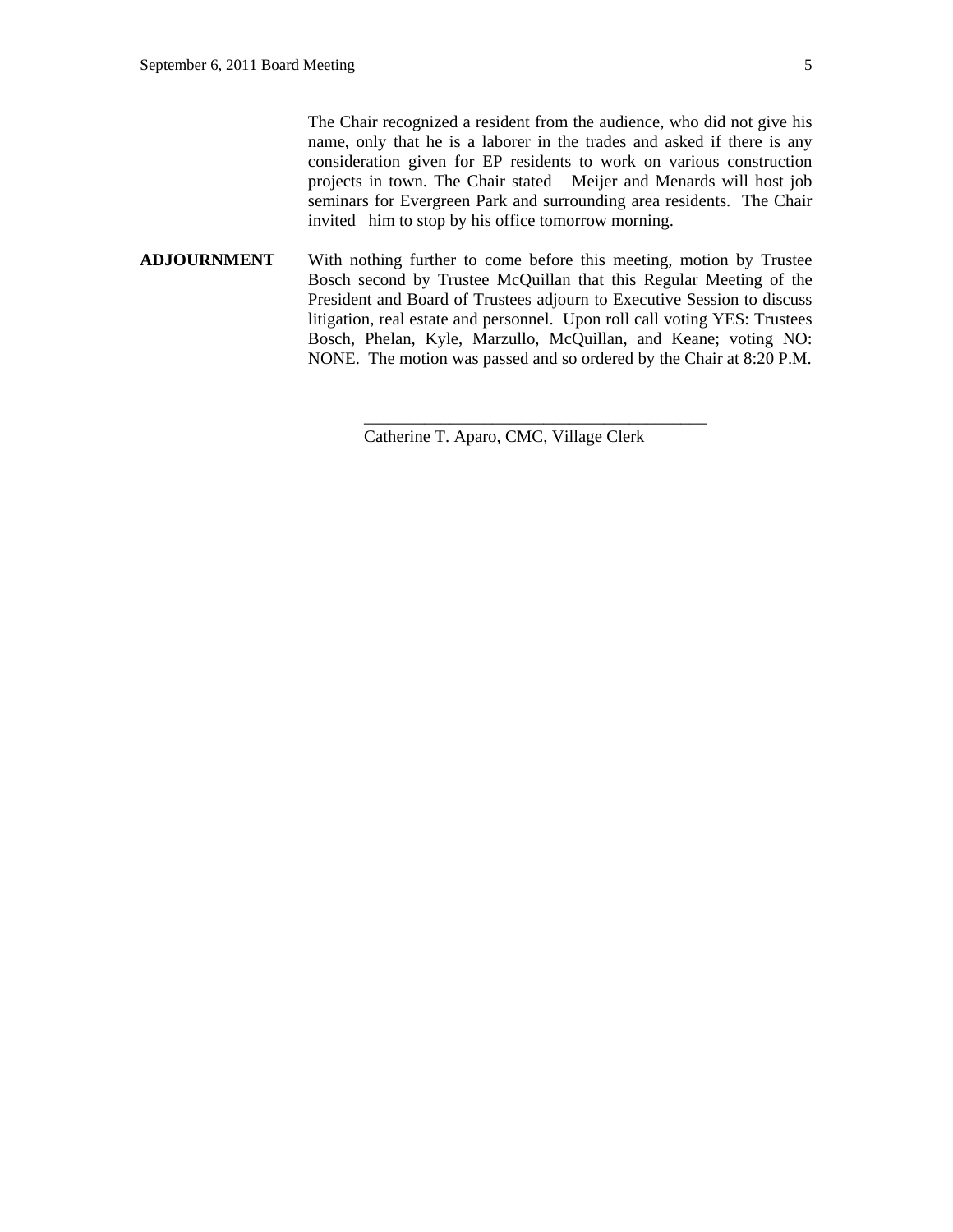The Chair recognized a resident from the audience, who did not give his name, only that he is a laborer in the trades and asked if there is any consideration given for EP residents to work on various construction projects in town. The Chair stated Meijer and Menards will host job seminars for Evergreen Park and surrounding area residents. The Chair invited him to stop by his office tomorrow morning.

**ADJOURNMENT** With nothing further to come before this meeting, motion by Trustee Bosch second by Trustee McQuillan that this Regular Meeting of the President and Board of Trustees adjourn to Executive Session to discuss litigation, real estate and personnel. Upon roll call voting YES: Trustees Bosch, Phelan, Kyle, Marzullo, McQuillan, and Keane; voting NO: NONE. The motion was passed and so ordered by the Chair at 8:20 P.M.

\_\_\_\_\_\_\_\_\_\_\_\_\_\_\_\_\_\_\_\_\_\_\_\_\_\_\_\_\_\_\_\_\_\_\_\_\_\_\_\_

Catherine T. Aparo, CMC, Village Clerk